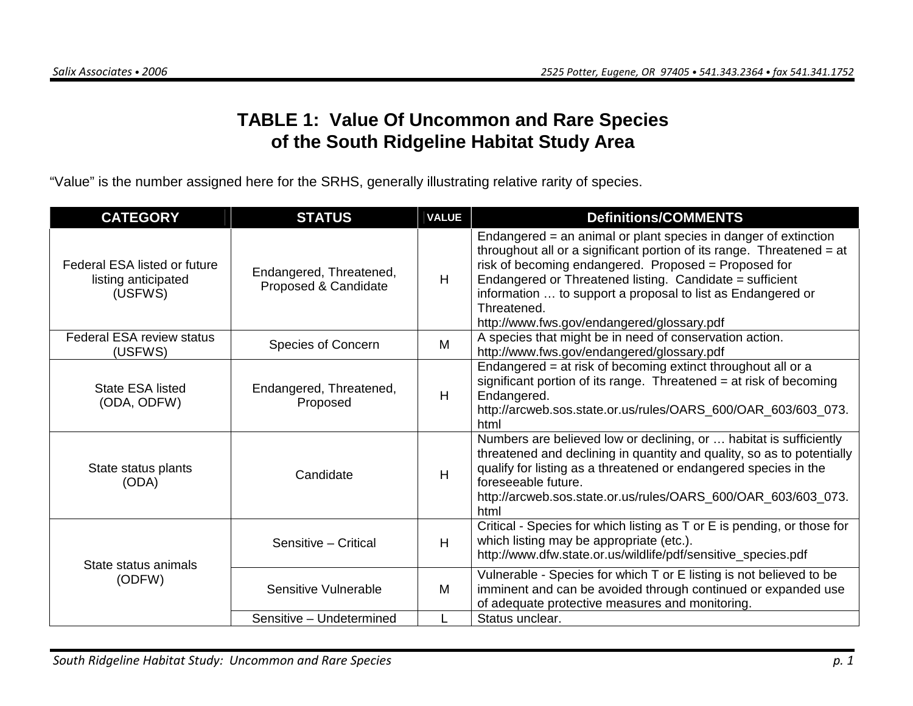# TABLE 1: Value Of Uncommon and Rare Species of the South Ridgeline Habitat Study Area

"Value" is the number assigned here for the SRHS, generally illustrating relative rarity of species.

| CATEGORY | STATUS | VALUE | Definitions/COMMENTS |
|---|---|---|---|
| Federal ESA listed or future listing anticipated (USFWS) | Endangered, Threatened, Proposed & Candidate | H | Endangered = an animal or plant species in danger of extinction throughout all or a significant portion of its range. Threatened = at risk of becoming endangered. Proposed = Proposed for Endangered or Threatened listing. Candidate = sufficient information … to support a proposal to list as Endangered or Threatened. http://www.fws.gov/endangered/glossary.pdf |
| Federal ESA review status (USFWS) | Species of Concern | M | A species that might be in need of conservation action. http://www.fws.gov/endangered/glossary.pdf |
| State ESA listed (ODA, ODFW) | Endangered, Threatened, Proposed | H | Endangered = at risk of becoming extinct throughout all or a significant portion of its range. Threatened = at risk of becoming Endangered. http://arcweb.sos.state.or.us/rules/OARS_600/OAR_603/603_073.html |
| State status plants (ODA) | Candidate | H | Numbers are believed low or declining, or … habitat is sufficiently threatened and declining in quantity and quality, so as to potentially qualify for listing as a threatened or endangered species in the foreseeable future. http://arcweb.sos.state.or.us/rules/OARS_600/OAR_603/603_073.html |
| State status animals (ODFW) | Sensitive – Critical | H | Critical - Species for which listing as T or E is pending, or those for which listing may be appropriate (etc.). http://www.dfw.state.or.us/wildlife/pdf/sensitive_species.pdf |
| | Sensitive Vulnerable | M | Vulnerable - Species for which T or E listing is not believed to be imminent and can be avoided through continued or expanded use of adequate protective measures and monitoring. |
| | Sensitive – Undetermined | L | Status unclear. |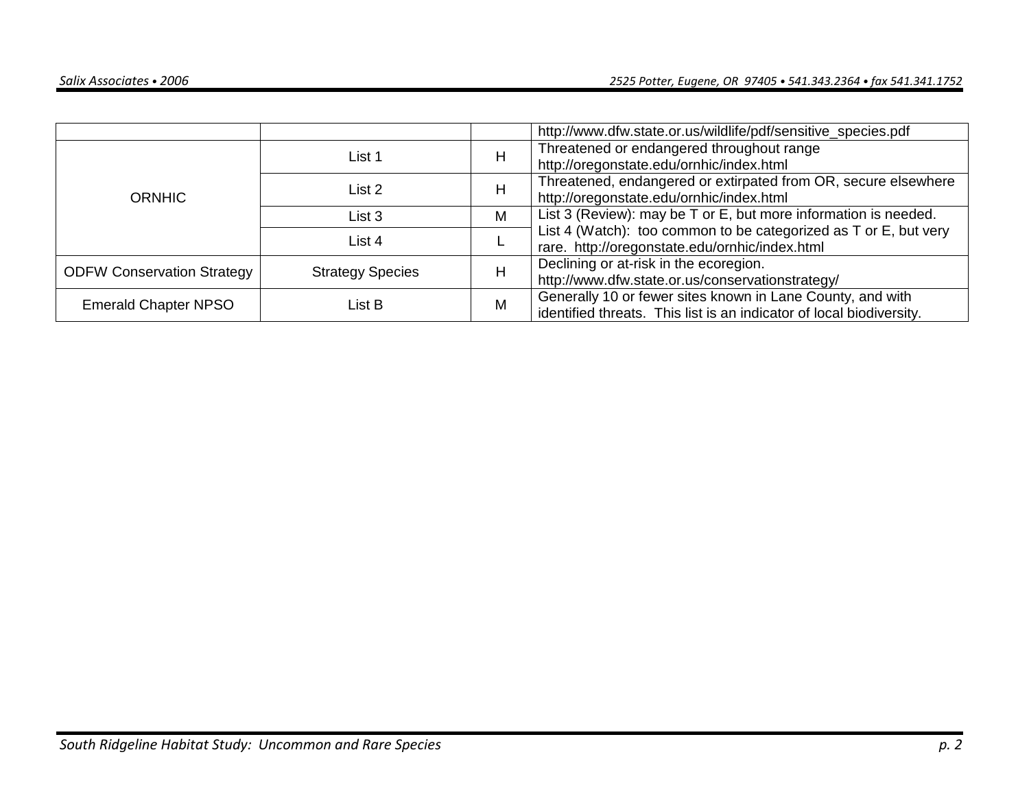| | | | |
|---|---|---|---|
| | | | http://www.dfw.state.or.us/wildlife/pdf/sensitive_species.pdf |
| ORNHIC | List 1 | H | Threatened or endangered throughout range http://oregonstate.edu/ornhic/index.html |
| | List 2 | H | Threatened, endangered or extirpated from OR, secure elsewhere http://oregonstate.edu/ornhic/index.html |
| | List 3 | M | List 3 (Review): may be T or E, but more information is needed. List 4 (Watch): too common to be categorized as T or E, but very rare. http://oregonstate.edu/ornhic/index.html |
| | List 4 | L | |
| ODFW Conservation Strategy | Strategy Species | H | Declining or at-risk in the ecoregion. http://www.dfw.state.or.us/conservationstrategy/ |
| Emerald Chapter NPSO | List B | M | Generally 10 or fewer sites known in Lane County, and with identified threats. This list is an indicator of local biodiversity. |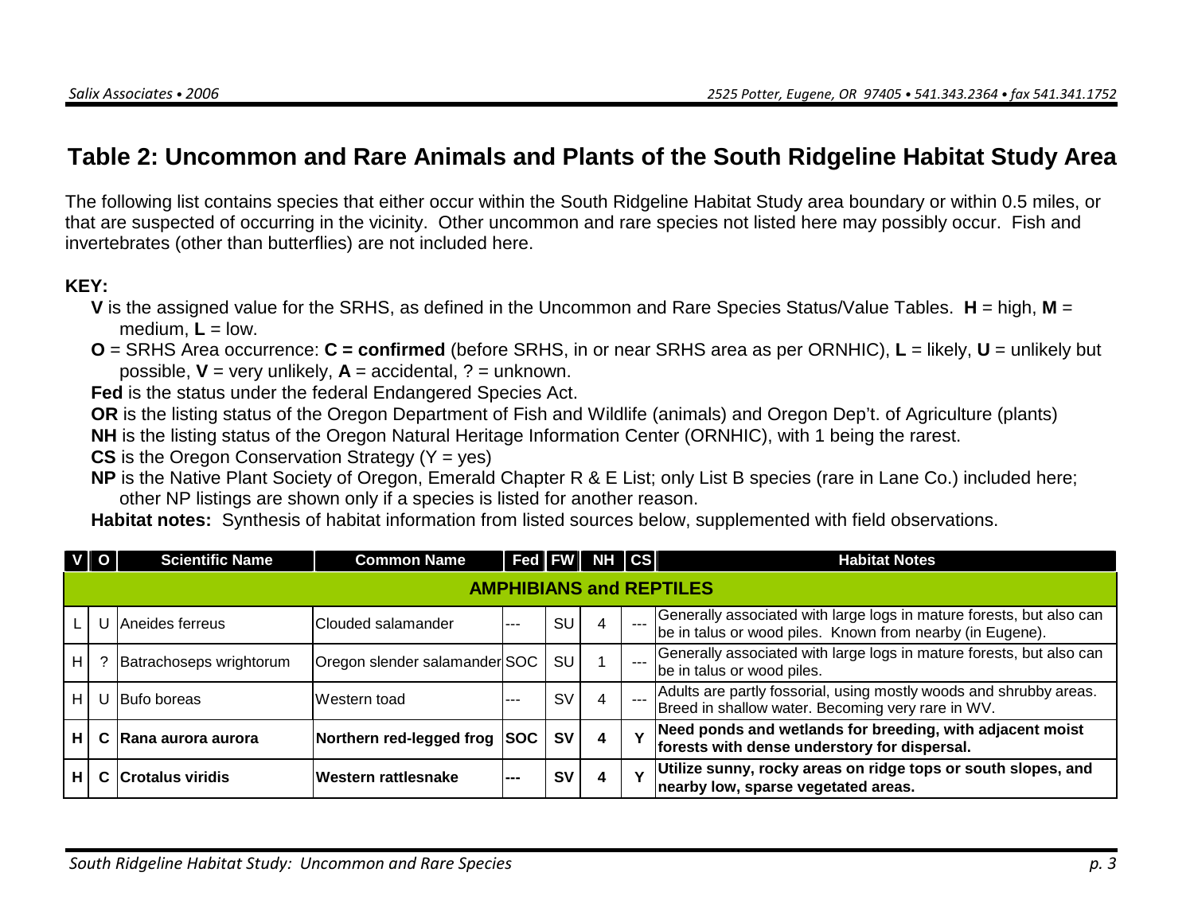## Table 2: Uncommon and Rare Animals and Plants of the South Ridgeline Habitat Study Area

The following list contains species that either occur within the South Ridgeline Habitat Study area boundary or within 0.5 miles, or that are suspected of occurring in the vicinity. Other uncommon and rare species not listed here may possibly occur. Fish and invertebrates (other than butterflies) are not included here.

**KEY:**

- **V** is the assigned value for the SRHS, as defined in the Uncommon and Rare Species Status/Value Tables. **H** = high, **M** = medium, **L** = low.
- **O** = SRHS Area occurrence: **C = confirmed** (before SRHS, in or near SRHS area as per ORNHIC), **L** = likely, **U** = unlikely but possible, **V** = very unlikely, **A** = accidental, ? = unknown.
- **Fed** is the status under the federal Endangered Species Act.
- **OR** is the listing status of the Oregon Department of Fish and Wildlife (animals) and Oregon Dep't. of Agriculture (plants)
- **NH** is the listing status of the Oregon Natural Heritage Information Center (ORNHIC), with 1 being the rarest.
- **CS** is the Oregon Conservation Strategy (Y = yes)
- **NP** is the Native Plant Society of Oregon, Emerald Chapter R & E List; only List B species (rare in Lane Co.) included here; other NP listings are shown only if a species is listed for another reason.
- **Habitat notes:** Synthesis of habitat information from listed sources below, supplemented with field observations.

| V | O | Scientific Name | Common Name | Fed | FW | NH | CS | Habitat Notes |
|---|---|---|---|---|---|---|---|---|
| **AMPHIBIANS and REPTILES** | | | | | | | | |
| L | U | Aneides ferreus | Clouded salamander | --- | SU | 4 | --- | Generally associated with large logs in mature forests, but also can be in talus or wood piles. Known from nearby (in Eugene). |
| H | ? | Batrachoseps wrightorum | Oregon slender salamander | SOC | SU | 1 | --- | Generally associated with large logs in mature forests, but also can be in talus or wood piles. |
| H | U | Bufo boreas | Western toad | --- | SV | 4 | --- | Adults are partly fossorial, using mostly woods and shrubby areas. Breed in shallow water. Becoming very rare in WV. |
| **H** | **C** | **Rana aurora aurora** | **Northern red-legged frog** | **SOC** | **SV** | **4** | **Y** | **Need ponds and wetlands for breeding, with adjacent moist forests with dense understory for dispersal.** |
| **H** | **C** | **Crotalus viridis** | **Western rattlesnake** | **---** | **SV** | **4** | **Y** | **Utilize sunny, rocky areas on ridge tops or south slopes, and nearby low, sparse vegetated areas.** |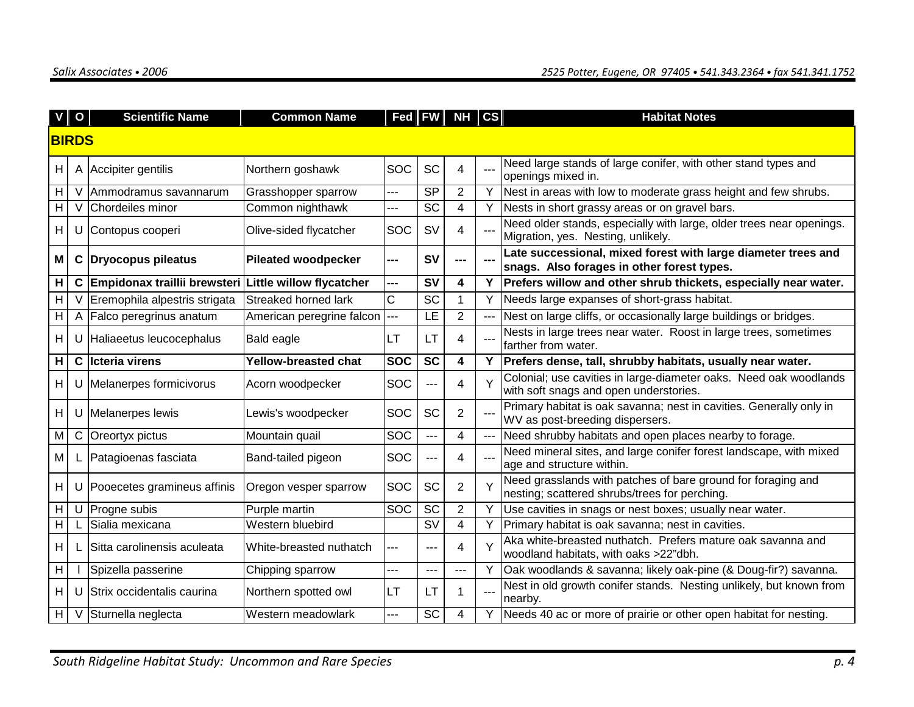| V | O | Scientific Name | Common Name | Fed | FW | NH | CS | Habitat Notes |
|---|---|---|---|---|---|---|---|---|
| **BIRDS** | | | | | | | | |
| H | A | Accipiter gentilis | Northern goshawk | SOC | SC | 4 | --- | Need large stands of large conifer, with other stand types and openings mixed in. |
| H | V | Ammodramus savannarum | Grasshopper sparrow | --- | SP | 2 | Y | Nest in areas with low to moderate grass height and few shrubs. |
| H | V | Chordeiles minor | Common nighthawk | --- | SC | 4 | Y | Nests in short grassy areas or on gravel bars. |
| H | U | Contopus cooperi | Olive-sided flycatcher | SOC | SV | 4 | --- | Need older stands, especially with large, older trees near openings. Migration, yes. Nesting, unlikely. |
| **M** | **C** | **Dryocopus pileatus** | **Pileated woodpecker** | **---** | **SV** | **---** | **---** | **Late successional, mixed forest with large diameter trees and snags. Also forages in other forest types.** |
| **H** | **C** | **Empidonax traillii brewsteri** | **Little willow flycatcher** | **---** | **SV** | **4** | **Y** | **Prefers willow and other shrub thickets, especially near water.** |
| H | V | Eremophila alpestris strigata | Streaked horned lark | C | SC | 1 | Y | Needs large expanses of short-grass habitat. |
| H | A | Falco peregrinus anatum | American peregrine falcon | --- | LE | 2 | --- | Nest on large cliffs, or occasionally large buildings or bridges. |
| H | U | Haliaeetus leucocephalus | Bald eagle | LT | LT | 4 | --- | Nests in large trees near water. Roost in large trees, sometimes farther from water. |
| **H** | **C** | **Icteria virens** | **Yellow-breasted chat** | **SOC** | **SC** | **4** | **Y** | **Prefers dense, tall, shrubby habitats, usually near water.** |
| H | U | Melanerpes formicivorus | Acorn woodpecker | SOC | --- | 4 | Y | Colonial; use cavities in large-diameter oaks. Need oak woodlands with soft snags and open understories. |
| H | U | Melanerpes lewis | Lewis's woodpecker | SOC | SC | 2 | --- | Primary habitat is oak savanna; nest in cavities. Generally only in WV as post-breeding dispersers. |
| M | C | Oreortyx pictus | Mountain quail | SOC | --- | 4 | --- | Need shrubby habitats and open places nearby to forage. |
| M | L | Patagioenas fasciata | Band-tailed pigeon | SOC | --- | 4 | --- | Need mineral sites, and large conifer forest landscape, with mixed age and structure within. |
| H | U | Pooecetes gramineus affinis | Oregon vesper sparrow | SOC | SC | 2 | Y | Need grasslands with patches of bare ground for foraging and nesting; scattered shrubs/trees for perching. |
| H | U | Progne subis | Purple martin | SOC | SC | 2 | Y | Use cavities in snags or nest boxes; usually near water. |
| H | L | Sialia mexicana | Western bluebird | | SV | 4 | Y | Primary habitat is oak savanna; nest in cavities. |
| H | L | Sitta carolinensis aculeata | White-breasted nuthatch | --- | --- | 4 | Y | Aka white-breasted nuthatch. Prefers mature oak savanna and woodland habitats, with oaks >22"dbh. |
| H | I | Spizella passerine | Chipping sparrow | --- | --- | --- | Y | Oak woodlands & savanna; likely oak-pine (& Doug-fir?) savanna. |
| H | U | Strix occidentalis caurina | Northern spotted owl | LT | LT | 1 | --- | Nest in old growth conifer stands. Nesting unlikely, but known from nearby. |
| H | V | Sturnella neglecta | Western meadowlark | --- | SC | 4 | Y | Needs 40 ac or more of prairie or other open habitat for nesting. |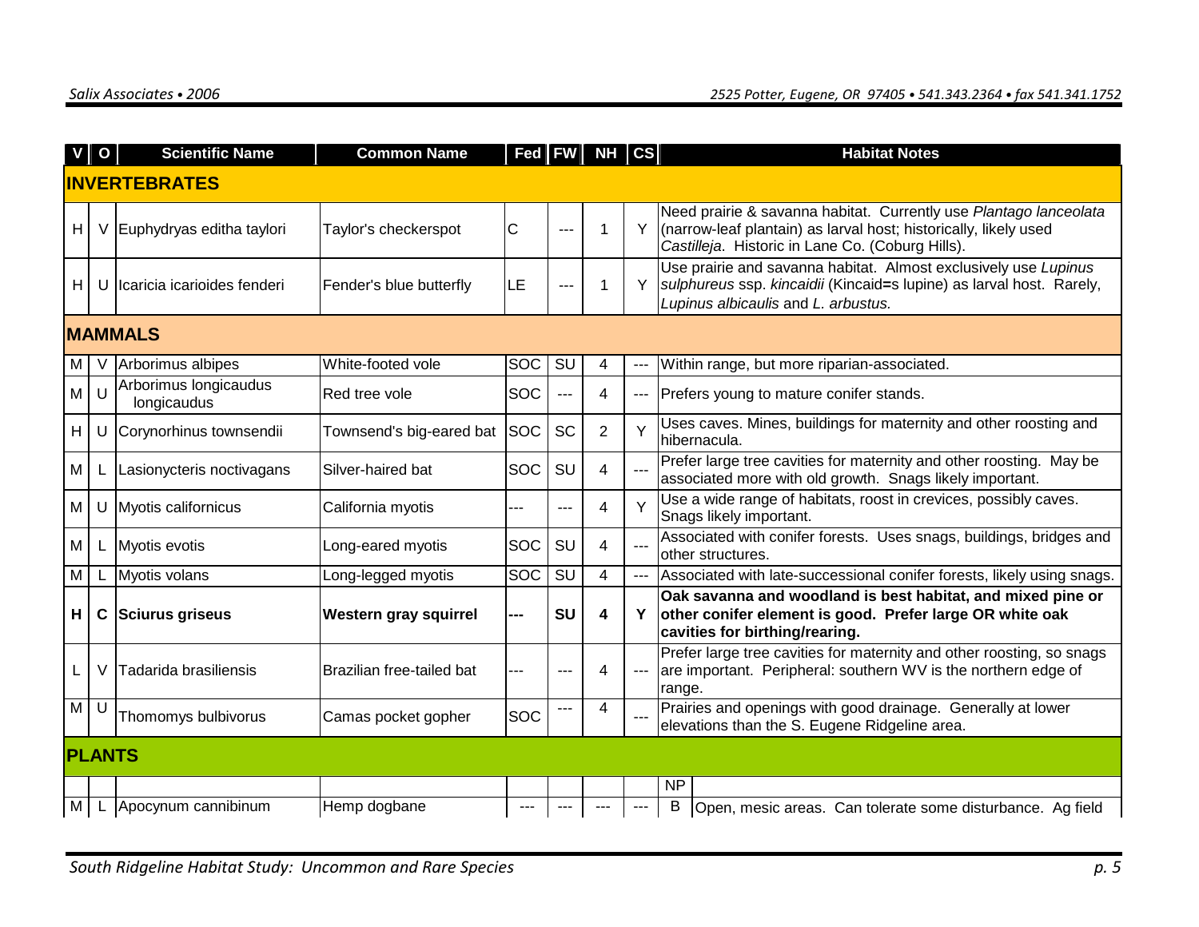| V | O | Scientific Name | Common Name | Fed | FW | NH | CS | Habitat Notes |
|---|---|---|---|---|---|---|---|---|
| **INVERTEBRATES** | | | | | | | | |
| H | V | Euphydryas editha taylori | Taylor's checkerspot | C | --- | 1 | Y | Need prairie & savanna habitat. Currently use *Plantago lanceolata* (narrow-leaf plantain) as larval host; historically, likely used *Castilleja*. Historic in Lane Co. (Coburg Hills). |
| H | U | Icaricia icarioides fenderi | Fender's blue butterfly | LE | --- | 1 | Y | Use prairie and savanna habitat. Almost exclusively use *Lupinus sulphureus* ssp. *kincaidii* (Kincaid=s lupine) as larval host. Rarely, *Lupinus albicaulis* and *L. arbustus.* |
| **MAMMALS** | | | | | | | | |
| M | V | Arborimus albipes | White-footed vole | SOC | SU | 4 | --- | Within range, but more riparian-associated. |
| M | U | Arborimus longicaudus longicaudus | Red tree vole | SOC | --- | 4 | --- | Prefers young to mature conifer stands. |
| H | U | Corynorhinus townsendii | Townsend's big-eared bat | SOC | SC | 2 | Y | Uses caves. Mines, buildings for maternity and other roosting and hibernacula. |
| M | L | Lasionycteris noctivagans | Silver-haired bat | SOC | SU | 4 | --- | Prefer large tree cavities for maternity and other roosting. May be associated more with old growth. Snags likely important. |
| M | U | Myotis californicus | California myotis | --- | --- | 4 | Y | Use a wide range of habitats, roost in crevices, possibly caves. Snags likely important. |
| M | L | Myotis evotis | Long-eared myotis | SOC | SU | 4 | --- | Associated with conifer forests. Uses snags, buildings, bridges and other structures. |
| M | L | Myotis volans | Long-legged myotis | SOC | SU | 4 | --- | Associated with late-successional conifer forests, likely using snags. |
| **H** | **C** | **Sciurus griseus** | **Western gray squirrel** | **---** | **SU** | **4** | **Y** | **Oak savanna and woodland is best habitat, and mixed pine or other conifer element is good. Prefer large OR white oak cavities for birthing/rearing.** |
| L | V | Tadarida brasiliensis | Brazilian free-tailed bat | --- | --- | 4 | --- | Prefer large tree cavities for maternity and other roosting, so snags are important. Peripheral: southern WV is the northern edge of range. |
| M | U | Thomomys bulbivorus | Camas pocket gopher | SOC | --- | 4 | --- | Prairies and openings with good drainage. Generally at lower elevations than the S. Eugene Ridgeline area. |
| **PLANTS** | | | | | | | | |
| | | | | | | | | NP |
| M | L | Apocynum cannibinum | Hemp dogbane | --- | --- | --- | --- | B — Open, mesic areas. Can tolerate some disturbance. Ag field |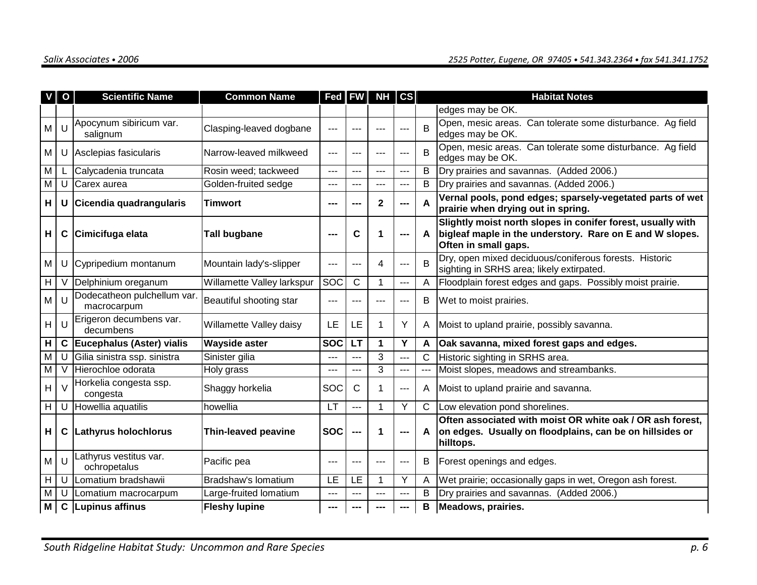| V | O | Scientific Name | Common Name | Fed | FW | NH | CS | | Habitat Notes |
|---|---|---|---|---|---|---|---|---|---|
| | | | | | | | | | edges may be OK. |
| M | U | Apocynum sibiricum var. salignum | Clasping-leaved dogbane | --- | --- | --- | --- | B | Open, mesic areas. Can tolerate some disturbance. Ag field edges may be OK. |
| M | U | Asclepias fasicularis | Narrow-leaved milkweed | --- | --- | --- | --- | B | Open, mesic areas. Can tolerate some disturbance. Ag field edges may be OK. |
| M | L | Calycadenia truncata | Rosin weed; tackweed | --- | --- | --- | --- | B | Dry prairies and savannas. (Added 2006.) |
| M | U | Carex aurea | Golden-fruited sedge | --- | --- | --- | --- | B | Dry prairies and savannas. (Added 2006.) |
| **H** | **U** | **Cicendia quadrangularis** | **Timwort** | **---** | **---** | **2** | **---** | **A** | **Vernal pools, pond edges; sparsely-vegetated parts of wet prairie when drying out in spring.** |
| **H** | **C** | **Cimicifuga elata** | **Tall bugbane** | **---** | **C** | **1** | **---** | **A** | **Slightly moist north slopes in conifer forest, usually with bigleaf maple in the understory. Rare on E and W slopes. Often in small gaps.** |
| M | U | Cypripedium montanum | Mountain lady's-slipper | --- | --- | 4 | --- | B | Dry, open mixed deciduous/coniferous forests. Historic sighting in SRHS area; likely extirpated. |
| H | V | Delphinium oreganum | Willamette Valley larkspur | SOC | C | 1 | --- | A | Floodplain forest edges and gaps. Possibly moist prairie. |
| M | U | Dodecatheon pulchellum var. macrocarpum | Beautiful shooting star | --- | --- | --- | --- | B | Wet to moist prairies. |
| H | U | Erigeron decumbens var. decumbens | Willamette Valley daisy | LE | LE | 1 | Y | A | Moist to upland prairie, possibly savanna. |
| **H** | **C** | **Eucephalus (Aster) vialis** | **Wayside aster** | **SOC** | **LT** | **1** | **Y** | **A** | **Oak savanna, mixed forest gaps and edges.** |
| M | U | Gilia sinistra ssp. sinistra | Sinister gilia | --- | --- | 3 | --- | C | Historic sighting in SRHS area. |
| M | V | Hierochloe odorata | Holy grass | --- | --- | 3 | --- | --- | Moist slopes, meadows and streambanks. |
| H | V | Horkelia congesta ssp. congesta | Shaggy horkelia | SOC | C | 1 | --- | A | Moist to upland prairie and savanna. |
| H | U | Howellia aquatilis | howellia | LT | --- | 1 | Y | C | Low elevation pond shorelines. |
| **H** | **C** | **Lathyrus holochlorus** | **Thin-leaved peavine** | **SOC** | **---** | **1** | **---** | **A** | **Often associated with moist OR white oak / OR ash forest, on edges. Usually on floodplains, can be on hillsides or hilltops.** |
| M | U | Lathyrus vestitus var. ochropetalus | Pacific pea | --- | --- | --- | --- | B | Forest openings and edges. |
| H | U | Lomatium bradshawii | Bradshaw's lomatium | LE | LE | 1 | Y | A | Wet prairie; occasionally gaps in wet, Oregon ash forest. |
| M | U | Lomatium macrocarpum | Large-fruited lomatium | --- | --- | --- | --- | B | Dry prairies and savannas. (Added 2006.) |
| **M** | **C** | **Lupinus affinus** | **Fleshy lupine** | **---** | **---** | **---** | **---** | **B** | **Meadows, prairies.** |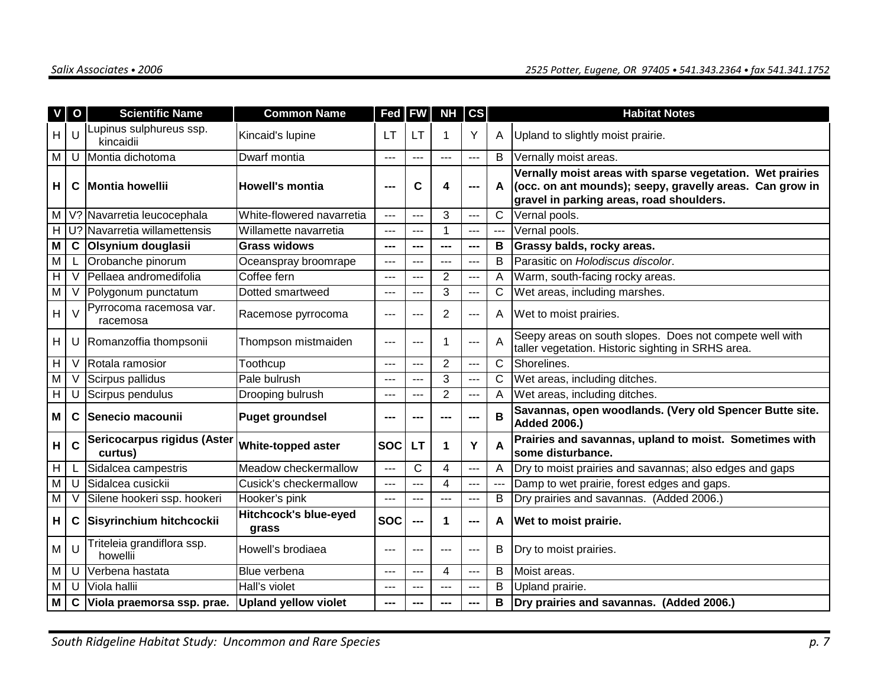| V | O | Scientific Name | Common Name | Fed | FW | NH | CS | | Habitat Notes |
|---|---|---|---|---|---|---|---|---|---|
| H | U | Lupinus sulphureus ssp. kincaidii | Kincaid's lupine | LT | LT | 1 | Y | A | Upland to slightly moist prairie. |
| M | U | Montia dichotoma | Dwarf montia | --- | --- | --- | --- | B | Vernally moist areas. |
| **H** | **C** | **Montia howellii** | **Howell's montia** | **---** | **C** | **4** | **---** | **A** | **Vernally moist areas with sparse vegetation. Wet prairies (occ. on ant mounds); seepy, gravelly areas. Can grow in gravel in parking areas, road shoulders.** |
| M | V? | Navarretia leucocephala | White-flowered navarretia | --- | --- | 3 | --- | C | Vernal pools. |
| H | U? | Navarretia willamettensis | Willamette navarretia | --- | --- | 1 | --- | --- | Vernal pools. |
| **M** | **C** | **Olsynium douglasii** | **Grass widows** | **---** | **---** | **---** | **---** | **B** | **Grassy balds, rocky areas.** |
| M | L | Orobanche pinorum | Oceanspray broomrape | --- | --- | --- | --- | B | Parasitic on *Holodiscus discolor*. |
| H | V | Pellaea andromedifolia | Coffee fern | --- | --- | 2 | --- | A | Warm, south-facing rocky areas. |
| M | V | Polygonum punctatum | Dotted smartweed | --- | --- | 3 | --- | C | Wet areas, including marshes. |
| H | V | Pyrrocoma racemosa var. racemosa | Racemose pyrrocoma | --- | --- | 2 | --- | A | Wet to moist prairies. |
| H | U | Romanzoffia thompsonii | Thompson mistmaiden | --- | --- | 1 | --- | A | Seepy areas on south slopes. Does not compete well with taller vegetation. Historic sighting in SRHS area. |
| H | V | Rotala ramosior | Toothcup | --- | --- | 2 | --- | C | Shorelines. |
| M | V | Scirpus pallidus | Pale bulrush | --- | --- | 3 | --- | C | Wet areas, including ditches. |
| H | U | Scirpus pendulus | Drooping bulrush | --- | --- | 2 | --- | A | Wet areas, including ditches. |
| **M** | **C** | **Senecio macounii** | **Puget groundsel** | **---** | **---** | **---** | **---** | **B** | **Savannas, open woodlands. (Very old Spencer Butte site. Added 2006.)** |
| **H** | **C** | **Sericocarpus rigidus (Aster curtus)** | **White-topped aster** | **SOC** | **LT** | **1** | **Y** | **A** | **Prairies and savannas, upland to moist. Sometimes with some disturbance.** |
| H | L | Sidalcea campestris | Meadow checkermallow | --- | C | 4 | --- | A | Dry to moist prairies and savannas; also edges and gaps |
| M | U | Sidalcea cusickii | Cusick's checkermallow | --- | --- | 4 | --- | --- | Damp to wet prairie, forest edges and gaps. |
| M | V | Silene hookeri ssp. hookeri | Hooker's pink | --- | --- | --- | --- | B | Dry prairies and savannas. (Added 2006.) |
| **H** | **C** | **Sisyrinchium hitchcockii** | **Hitchcock's blue-eyed grass** | **SOC** | **---** | **1** | **---** | **A** | **Wet to moist prairie.** |
| M | U | Triteleia grandiflora ssp. howellii | Howell's brodiaea | --- | --- | --- | --- | B | Dry to moist prairies. |
| M | U | Verbena hastata | Blue verbena | --- | --- | 4 | --- | B | Moist areas. |
| M | U | Viola hallii | Hall's violet | --- | --- | --- | --- | B | Upland prairie. |
| **M** | **C** | **Viola praemorsa ssp. prae.** | **Upland yellow violet** | **---** | **---** | **---** | **---** | **B** | **Dry prairies and savannas. (Added 2006.)** |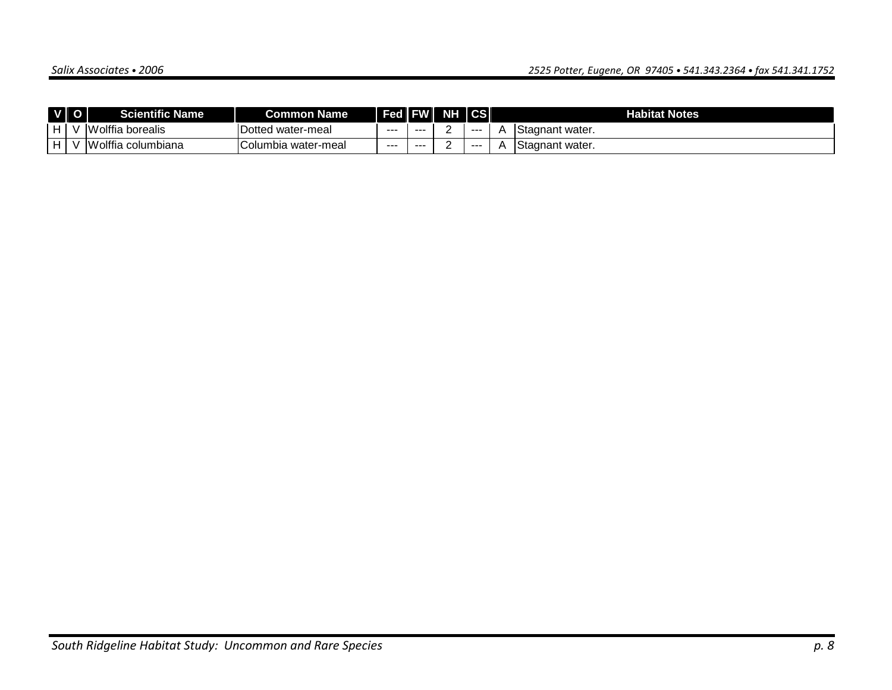| V | O | Scientific Name | Common Name | Fed | FW | NH | CS | | Habitat Notes |
|---|---|---|---|---|---|---|---|---|---|
| H | V | Wolffia borealis | Dotted water-meal | --- | --- | 2 | --- | A | Stagnant water. |
| H | V | Wolffia columbiana | Columbia water-meal | --- | --- | 2 | --- | A | Stagnant water. |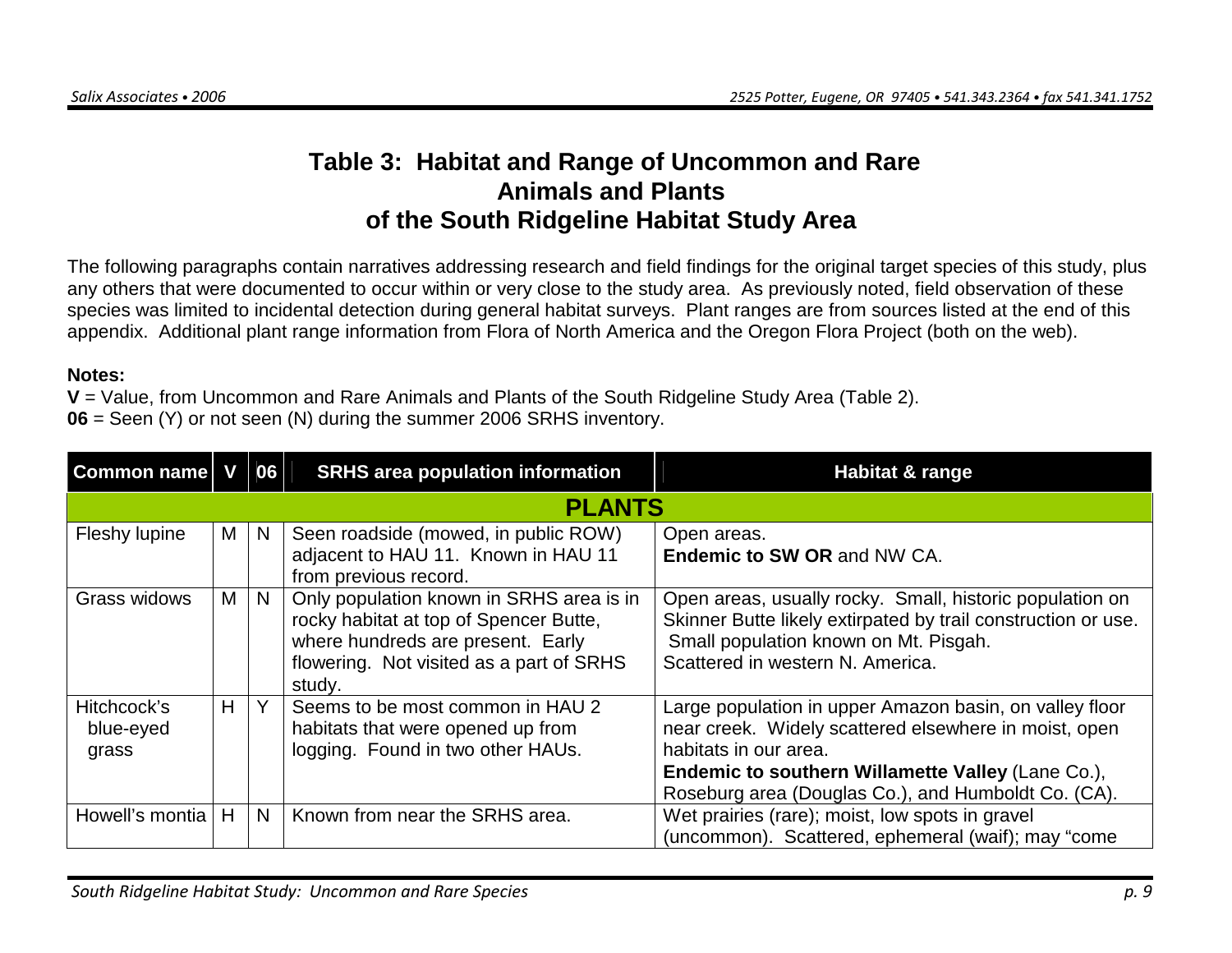# Table 3: Habitat and Range of Uncommon and Rare Animals and Plants of the South Ridgeline Habitat Study Area

The following paragraphs contain narratives addressing research and field findings for the original target species of this study, plus any others that were documented to occur within or very close to the study area. As previously noted, field observation of these species was limited to incidental detection during general habitat surveys. Plant ranges are from sources listed at the end of this appendix. Additional plant range information from Flora of North America and the Oregon Flora Project (both on the web).

**Notes:**

**V** = Value, from Uncommon and Rare Animals and Plants of the South Ridgeline Study Area (Table 2).
**06** = Seen (Y) or not seen (N) during the summer 2006 SRHS inventory.

| Common name | V | 06 | SRHS area population information | Habitat & range |
|---|---|---|---|---|
| **PLANTS** | | | | |
| Fleshy lupine | M | N | Seen roadside (mowed, in public ROW) adjacent to HAU 11. Known in HAU 11 from previous record. | Open areas.<br>**Endemic to SW OR** and NW CA. |
| Grass widows | M | N | Only population known in SRHS area is in rocky habitat at top of Spencer Butte, where hundreds are present. Early flowering. Not visited as a part of SRHS study. | Open areas, usually rocky. Small, historic population on Skinner Butte likely extirpated by trail construction or use. Small population known on Mt. Pisgah.<br>Scattered in western N. America. |
| Hitchcock's blue-eyed grass | H | Y | Seems to be most common in HAU 2 habitats that were opened up from logging. Found in two other HAUs. | Large population in upper Amazon basin, on valley floor near creek. Widely scattered elsewhere in moist, open habitats in our area.<br>**Endemic to southern Willamette Valley** (Lane Co.), Roseburg area (Douglas Co.), and Humboldt Co. (CA). |
| Howell's montia | H | N | Known from near the SRHS area. | Wet prairies (rare); moist, low spots in gravel (uncommon). Scattered, ephemeral (waif); may "come |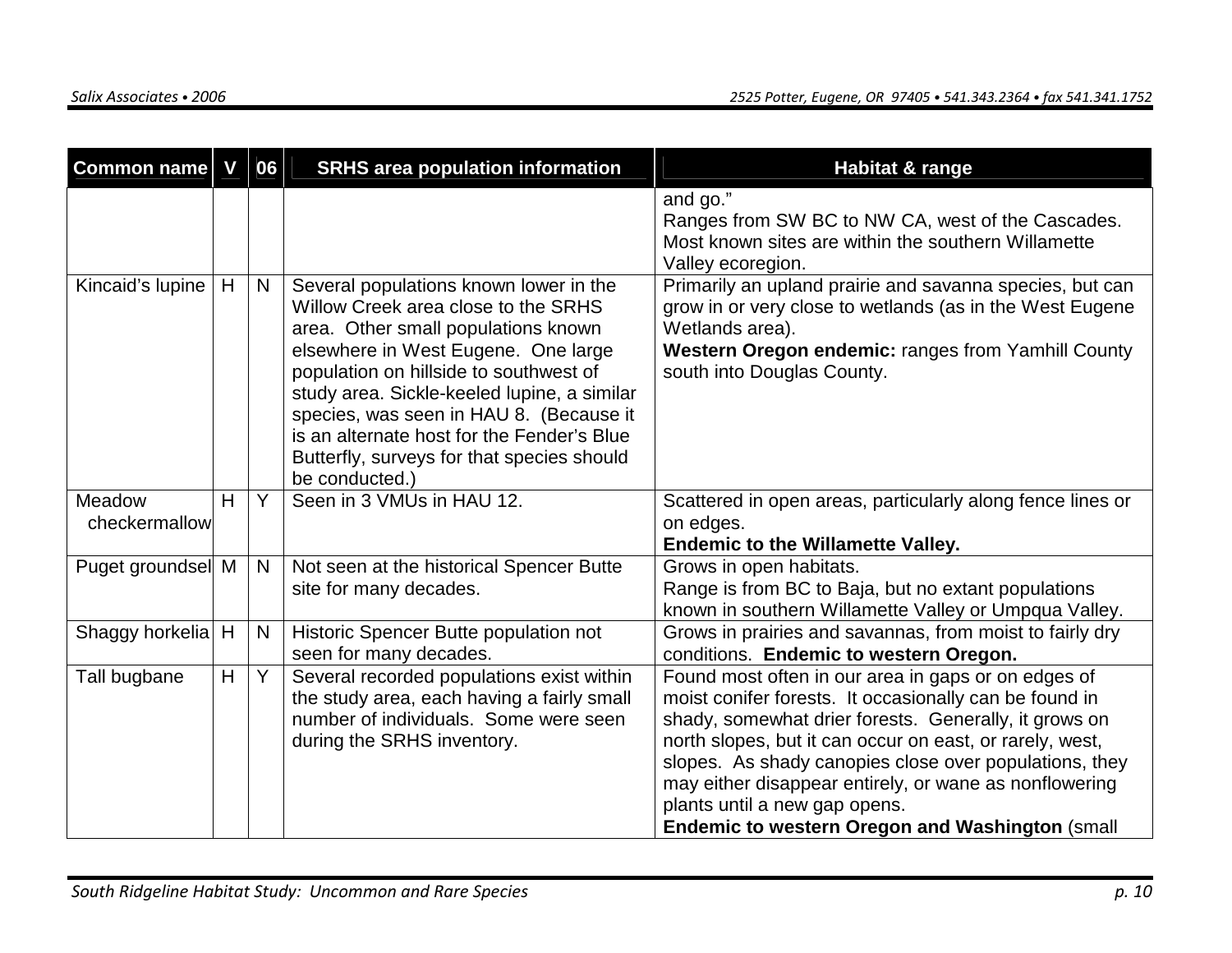| Common name | V | 06 | SRHS area population information | Habitat & range |
|---|---|---|---|---|
| | | | | and go." Ranges from SW BC to NW CA, west of the Cascades. Most known sites are within the southern Willamette Valley ecoregion. |
| Kincaid's lupine | H | N | Several populations known lower in the Willow Creek area close to the SRHS area. Other small populations known elsewhere in West Eugene. One large population on hillside to southwest of study area. Sickle-keeled lupine, a similar species, was seen in HAU 8. (Because it is an alternate host for the Fender's Blue Butterfly, surveys for that species should be conducted.) | Primarily an upland prairie and savanna species, but can grow in or very close to wetlands (as in the West Eugene Wetlands area). **Western Oregon endemic:** ranges from Yamhill County south into Douglas County. |
| Meadow checkermallow | H | Y | Seen in 3 VMUs in HAU 12. | Scattered in open areas, particularly along fence lines or on edges. **Endemic to the Willamette Valley.** |
| Puget groundsel | M | N | Not seen at the historical Spencer Butte site for many decades. | Grows in open habitats. Range is from BC to Baja, but no extant populations known in southern Willamette Valley or Umpqua Valley. |
| Shaggy horkelia | H | N | Historic Spencer Butte population not seen for many decades. | Grows in prairies and savannas, from moist to fairly dry conditions. **Endemic to western Oregon.** |
| Tall bugbane | H | Y | Several recorded populations exist within the study area, each having a fairly small number of individuals. Some were seen during the SRHS inventory. | Found most often in our area in gaps or on edges of moist conifer forests. It occasionally can be found in shady, somewhat drier forests. Generally, it grows on north slopes, but it can occur on east, or rarely, west, slopes. As shady canopies close over populations, they may either disappear entirely, or wane as nonflowering plants until a new gap opens. **Endemic to western Oregon and Washington** (small |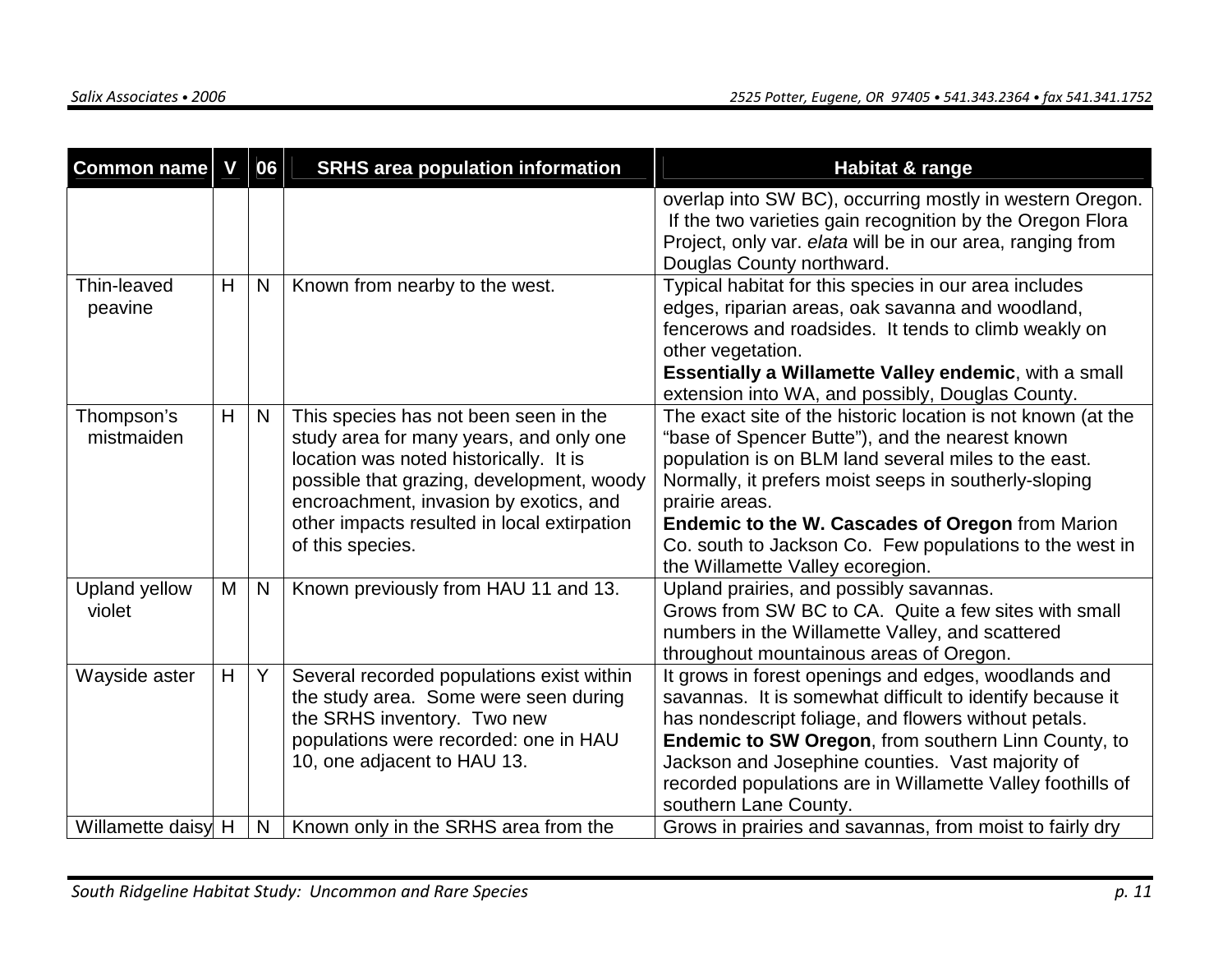| Common name | V | 06 | SRHS area population information | Habitat & range |
|---|---|---|---|---|
| | | | | overlap into SW BC), occurring mostly in western Oregon. If the two varieties gain recognition by the Oregon Flora Project, only var. *elata* will be in our area, ranging from Douglas County northward. |
| Thin-leaved peavine | H | N | Known from nearby to the west. | Typical habitat for this species in our area includes edges, riparian areas, oak savanna and woodland, fencerows and roadsides. It tends to climb weakly on other vegetation. **Essentially a Willamette Valley endemic**, with a small extension into WA, and possibly, Douglas County. |
| Thompson's mistmaiden | H | N | This species has not been seen in the study area for many years, and only one location was noted historically. It is possible that grazing, development, woody encroachment, invasion by exotics, and other impacts resulted in local extirpation of this species. | The exact site of the historic location is not known (at the "base of Spencer Butte"), and the nearest known population is on BLM land several miles to the east. Normally, it prefers moist seeps in southerly-sloping prairie areas. **Endemic to the W. Cascades of Oregon** from Marion Co. south to Jackson Co. Few populations to the west in the Willamette Valley ecoregion. |
| Upland yellow violet | M | N | Known previously from HAU 11 and 13. | Upland prairies, and possibly savannas. Grows from SW BC to CA. Quite a few sites with small numbers in the Willamette Valley, and scattered throughout mountainous areas of Oregon. |
| Wayside aster | H | Y | Several recorded populations exist within the study area. Some were seen during the SRHS inventory. Two new populations were recorded: one in HAU 10, one adjacent to HAU 13. | It grows in forest openings and edges, woodlands and savannas. It is somewhat difficult to identify because it has nondescript foliage, and flowers without petals. **Endemic to SW Oregon**, from southern Linn County, to Jackson and Josephine counties. Vast majority of recorded populations are in Willamette Valley foothills of southern Lane County. |
| Willamette daisy | H | N | Known only in the SRHS area from the | Grows in prairies and savannas, from moist to fairly dry |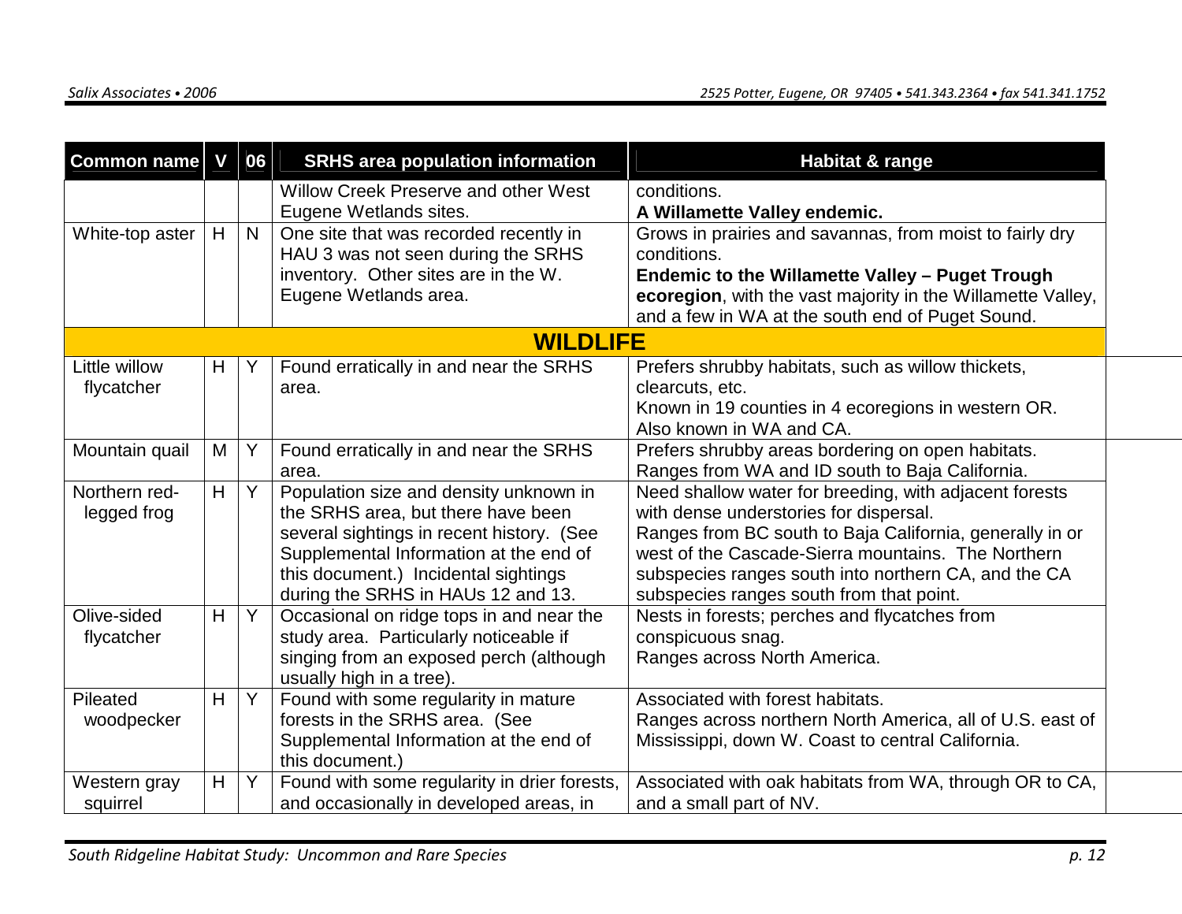| Common name | V | 06 | SRHS area population information | Habitat & range |
|---|---|---|---|---|
| | | | Willow Creek Preserve and other West Eugene Wetlands sites. | conditions.<br>**A Willamette Valley endemic.** |
| White-top aster | H | N | One site that was recorded recently in HAU 3 was not seen during the SRHS inventory. Other sites are in the W. Eugene Wetlands area. | Grows in prairies and savannas, from moist to fairly dry conditions.<br>**Endemic to the Willamette Valley – Puget Trough ecoregion**, with the vast majority in the Willamette Valley, and a few in WA at the south end of Puget Sound. |
| **WILDLIFE** | | | | |
| Little willow flycatcher | H | Y | Found erratically in and near the SRHS area. | Prefers shrubby habitats, such as willow thickets, clearcuts, etc.<br>Known in 19 counties in 4 ecoregions in western OR. Also known in WA and CA. |
| Mountain quail | M | Y | Found erratically in and near the SRHS area. | Prefers shrubby areas bordering on open habitats.<br>Ranges from WA and ID south to Baja California. |
| Northern red-legged frog | H | Y | Population size and density unknown in the SRHS area, but there have been several sightings in recent history. (See Supplemental Information at the end of this document.) Incidental sightings during the SRHS in HAUs 12 and 13. | Need shallow water for breeding, with adjacent forests with dense understories for dispersal.<br>Ranges from BC south to Baja California, generally in or west of the Cascade-Sierra mountains. The Northern subspecies ranges south into northern CA, and the CA subspecies ranges south from that point. |
| Olive-sided flycatcher | H | Y | Occasional on ridge tops in and near the study area. Particularly noticeable if singing from an exposed perch (although usually high in a tree). | Nests in forests; perches and flycatches from conspicuous snag.<br>Ranges across North America. |
| Pileated woodpecker | H | Y | Found with some regularity in mature forests in the SRHS area. (See Supplemental Information at the end of this document.) | Associated with forest habitats.<br>Ranges across northern North America, all of U.S. east of Mississippi, down W. Coast to central California. |
| Western gray squirrel | H | Y | Found with some regularity in drier forests, and occasionally in developed areas, in | Associated with oak habitats from WA, through OR to CA, and a small part of NV. |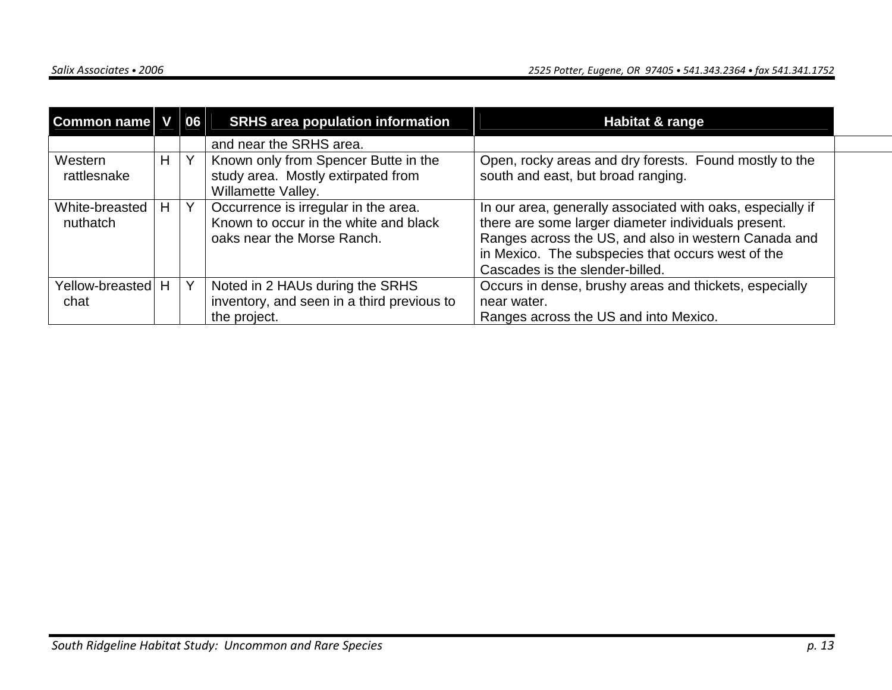| Common name | V | 06 | SRHS area population information | Habitat & range |
|---|---|---|---|---|
| | | | and near the SRHS area. | |
| Western rattlesnake | H | Y | Known only from Spencer Butte in the study area. Mostly extirpated from Willamette Valley. | Open, rocky areas and dry forests. Found mostly to the south and east, but broad ranging. |
| White-breasted nuthatch | H | Y | Occurrence is irregular in the area. Known to occur in the white and black oaks near the Morse Ranch. | In our area, generally associated with oaks, especially if there are some larger diameter individuals present. Ranges across the US, and also in western Canada and in Mexico. The subspecies that occurs west of the Cascades is the slender-billed. |
| Yellow-breasted chat | H | Y | Noted in 2 HAUs during the SRHS inventory, and seen in a third previous to the project. | Occurs in dense, brushy areas and thickets, especially near water. Ranges across the US and into Mexico. |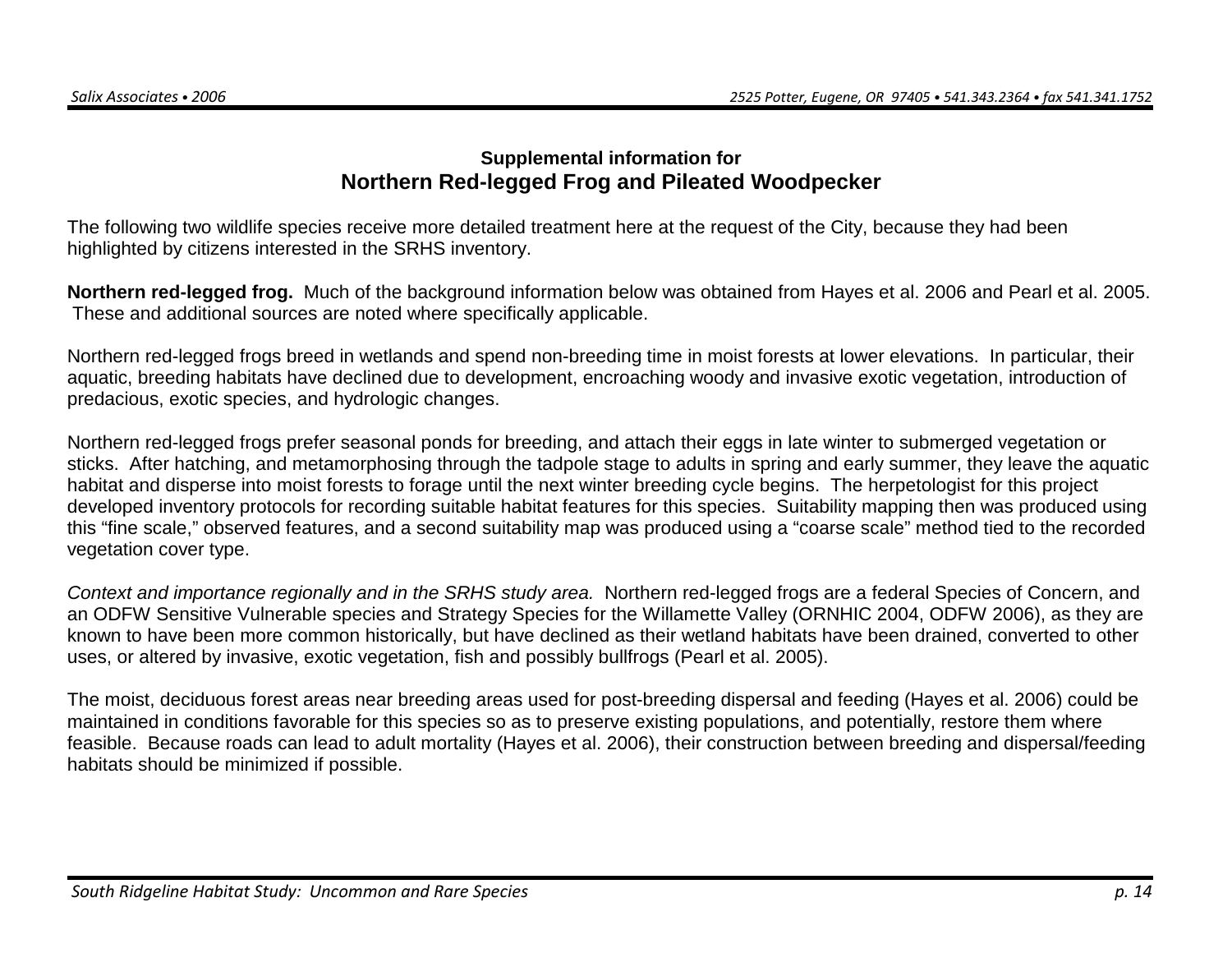## Supplemental information for
# Northern Red-legged Frog and Pileated Woodpecker

The following two wildlife species receive more detailed treatment here at the request of the City, because they had been highlighted by citizens interested in the SRHS inventory.

**Northern red-legged frog.** Much of the background information below was obtained from Hayes et al. 2006 and Pearl et al. 2005. These and additional sources are noted where specifically applicable.

Northern red-legged frogs breed in wetlands and spend non-breeding time in moist forests at lower elevations. In particular, their aquatic, breeding habitats have declined due to development, encroaching woody and invasive exotic vegetation, introduction of predacious, exotic species, and hydrologic changes.

Northern red-legged frogs prefer seasonal ponds for breeding, and attach their eggs in late winter to submerged vegetation or sticks. After hatching, and metamorphosing through the tadpole stage to adults in spring and early summer, they leave the aquatic habitat and disperse into moist forests to forage until the next winter breeding cycle begins. The herpetologist for this project developed inventory protocols for recording suitable habitat features for this species. Suitability mapping then was produced using this "fine scale," observed features, and a second suitability map was produced using a "coarse scale" method tied to the recorded vegetation cover type.

*Context and importance regionally and in the SRHS study area.* Northern red-legged frogs are a federal Species of Concern, and an ODFW Sensitive Vulnerable species and Strategy Species for the Willamette Valley (ORNHIC 2004, ODFW 2006), as they are known to have been more common historically, but have declined as their wetland habitats have been drained, converted to other uses, or altered by invasive, exotic vegetation, fish and possibly bullfrogs (Pearl et al. 2005).

The moist, deciduous forest areas near breeding areas used for post-breeding dispersal and feeding (Hayes et al. 2006) could be maintained in conditions favorable for this species so as to preserve existing populations, and potentially, restore them where feasible. Because roads can lead to adult mortality (Hayes et al. 2006), their construction between breeding and dispersal/feeding habitats should be minimized if possible.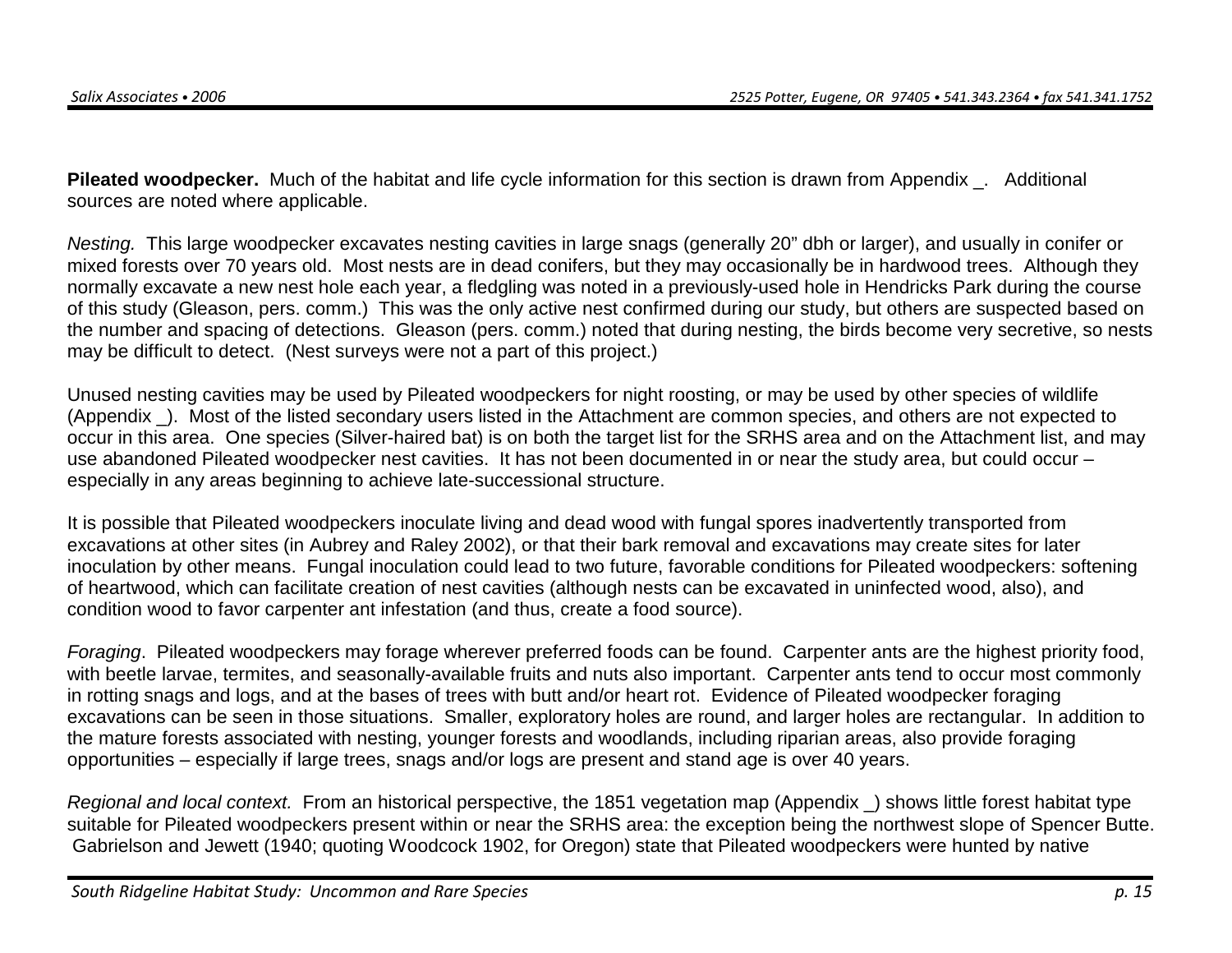**Pileated woodpecker.** Much of the habitat and life cycle information for this section is drawn from Appendix _. Additional sources are noted where applicable.

*Nesting.* This large woodpecker excavates nesting cavities in large snags (generally 20" dbh or larger), and usually in conifer or mixed forests over 70 years old. Most nests are in dead conifers, but they may occasionally be in hardwood trees. Although they normally excavate a new nest hole each year, a fledgling was noted in a previously-used hole in Hendricks Park during the course of this study (Gleason, pers. comm.) This was the only active nest confirmed during our study, but others are suspected based on the number and spacing of detections. Gleason (pers. comm.) noted that during nesting, the birds become very secretive, so nests may be difficult to detect. (Nest surveys were not a part of this project.)

Unused nesting cavities may be used by Pileated woodpeckers for night roosting, or may be used by other species of wildlife (Appendix _). Most of the listed secondary users listed in the Attachment are common species, and others are not expected to occur in this area. One species (Silver-haired bat) is on both the target list for the SRHS area and on the Attachment list, and may use abandoned Pileated woodpecker nest cavities. It has not been documented in or near the study area, but could occur – especially in any areas beginning to achieve late-successional structure.

It is possible that Pileated woodpeckers inoculate living and dead wood with fungal spores inadvertently transported from excavations at other sites (in Aubrey and Raley 2002), or that their bark removal and excavations may create sites for later inoculation by other means. Fungal inoculation could lead to two future, favorable conditions for Pileated woodpeckers: softening of heartwood, which can facilitate creation of nest cavities (although nests can be excavated in uninfected wood, also), and condition wood to favor carpenter ant infestation (and thus, create a food source).

*Foraging*. Pileated woodpeckers may forage wherever preferred foods can be found. Carpenter ants are the highest priority food, with beetle larvae, termites, and seasonally-available fruits and nuts also important. Carpenter ants tend to occur most commonly in rotting snags and logs, and at the bases of trees with butt and/or heart rot. Evidence of Pileated woodpecker foraging excavations can be seen in those situations. Smaller, exploratory holes are round, and larger holes are rectangular. In addition to the mature forests associated with nesting, younger forests and woodlands, including riparian areas, also provide foraging opportunities – especially if large trees, snags and/or logs are present and stand age is over 40 years.

*Regional and local context.* From an historical perspective, the 1851 vegetation map (Appendix _) shows little forest habitat type suitable for Pileated woodpeckers present within or near the SRHS area: the exception being the northwest slope of Spencer Butte. Gabrielson and Jewett (1940; quoting Woodcock 1902, for Oregon) state that Pileated woodpeckers were hunted by native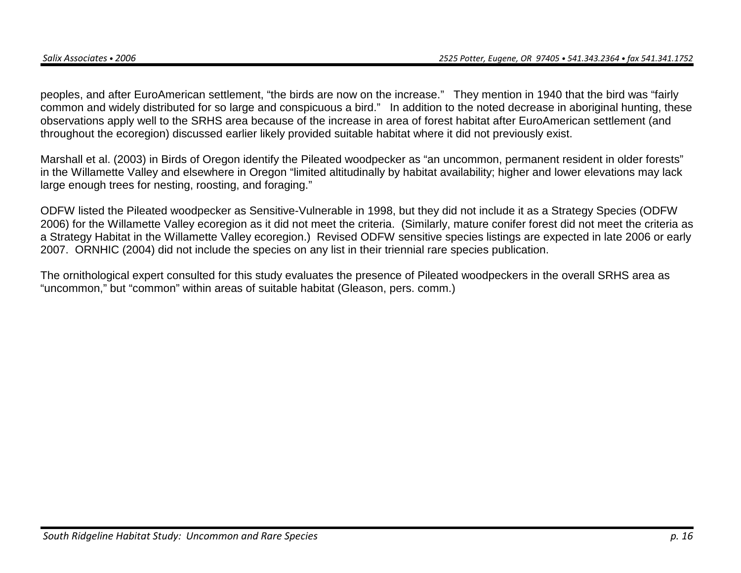peoples, and after EuroAmerican settlement, "the birds are now on the increase." They mention in 1940 that the bird was "fairly common and widely distributed for so large and conspicuous a bird." In addition to the noted decrease in aboriginal hunting, these observations apply well to the SRHS area because of the increase in area of forest habitat after EuroAmerican settlement (and throughout the ecoregion) discussed earlier likely provided suitable habitat where it did not previously exist.

Marshall et al. (2003) in Birds of Oregon identify the Pileated woodpecker as "an uncommon, permanent resident in older forests" in the Willamette Valley and elsewhere in Oregon "limited altitudinally by habitat availability; higher and lower elevations may lack large enough trees for nesting, roosting, and foraging."

ODFW listed the Pileated woodpecker as Sensitive-Vulnerable in 1998, but they did not include it as a Strategy Species (ODFW 2006) for the Willamette Valley ecoregion as it did not meet the criteria. (Similarly, mature conifer forest did not meet the criteria as a Strategy Habitat in the Willamette Valley ecoregion.) Revised ODFW sensitive species listings are expected in late 2006 or early 2007. ORNHIC (2004) did not include the species on any list in their triennial rare species publication.

The ornithological expert consulted for this study evaluates the presence of Pileated woodpeckers in the overall SRHS area as "uncommon," but "common" within areas of suitable habitat (Gleason, pers. comm.)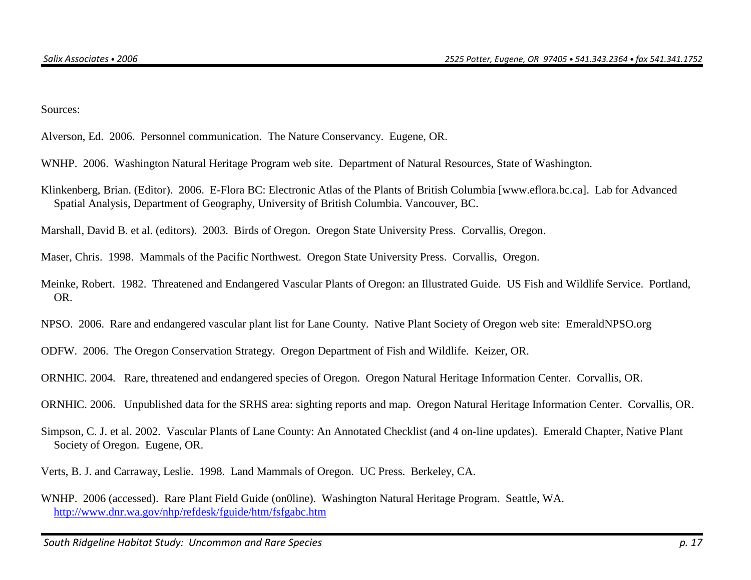Sources:

Alverson, Ed. 2006. Personnel communication. The Nature Conservancy. Eugene, OR.

WNHP. 2006. Washington Natural Heritage Program web site. Department of Natural Resources, State of Washington.

Klinkenberg, Brian. (Editor). 2006. E-Flora BC: Electronic Atlas of the Plants of British Columbia [www.eflora.bc.ca]. Lab for Advanced Spatial Analysis, Department of Geography, University of British Columbia. Vancouver, BC.

Marshall, David B. et al. (editors). 2003. Birds of Oregon. Oregon State University Press. Corvallis, Oregon.

Maser, Chris. 1998. Mammals of the Pacific Northwest. Oregon State University Press. Corvallis, Oregon.

Meinke, Robert. 1982. Threatened and Endangered Vascular Plants of Oregon: an Illustrated Guide. US Fish and Wildlife Service. Portland, OR.

NPSO. 2006. Rare and endangered vascular plant list for Lane County. Native Plant Society of Oregon web site: EmeraldNPSO.org

ODFW. 2006. The Oregon Conservation Strategy. Oregon Department of Fish and Wildlife. Keizer, OR.

ORNHIC. 2004. Rare, threatened and endangered species of Oregon. Oregon Natural Heritage Information Center. Corvallis, OR.

ORNHIC. 2006. Unpublished data for the SRHS area: sighting reports and map. Oregon Natural Heritage Information Center. Corvallis, OR.

Simpson, C. J. et al. 2002. Vascular Plants of Lane County: An Annotated Checklist (and 4 on-line updates). Emerald Chapter, Native Plant Society of Oregon. Eugene, OR.

Verts, B. J. and Carraway, Leslie. 1998. Land Mammals of Oregon. UC Press. Berkeley, CA.

WNHP. 2006 (accessed). Rare Plant Field Guide (on0line). Washington Natural Heritage Program. Seattle, WA. http://www.dnr.wa.gov/nhp/refdesk/fguide/htm/fsfgabc.htm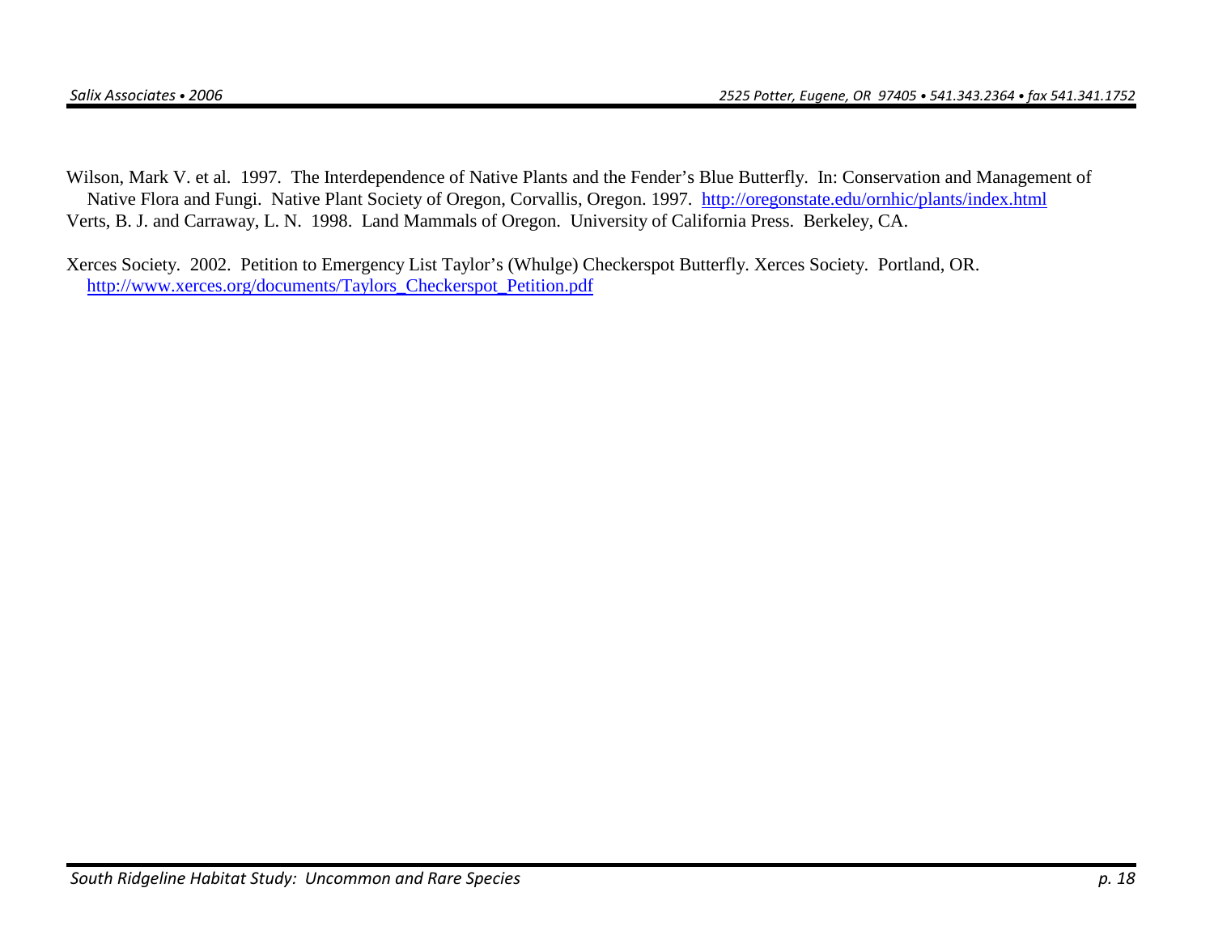Wilson, Mark V. et al. 1997. The Interdependence of Native Plants and the Fender's Blue Butterfly. In: Conservation and Management of Native Flora and Fungi. Native Plant Society of Oregon, Corvallis, Oregon. 1997. http://oregonstate.edu/ornhic/plants/index.html

Verts, B. J. and Carraway, L. N. 1998. Land Mammals of Oregon. University of California Press. Berkeley, CA.

Xerces Society. 2002. Petition to Emergency List Taylor's (Whulge) Checkerspot Butterfly. Xerces Society. Portland, OR. http://www.xerces.org/documents/Taylors_Checkerspot_Petition.pdf